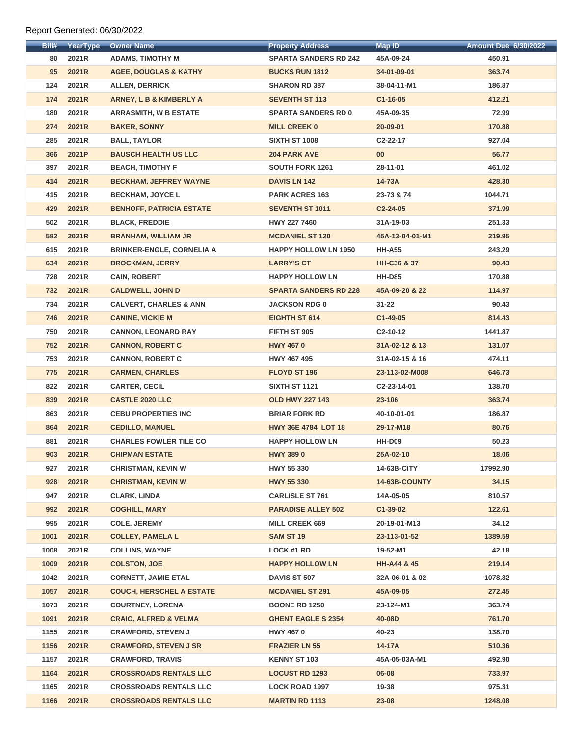Report Generated: 06/30/2022

| Bill# | YearType | Owner Name | Property Address | Map ID | Amount Due 6/30/2022 |
|---|---|---|---|---|---|
| 80 | 2021R | ADAMS, TIMOTHY M | SPARTA SANDERS RD 242 | 45A-09-24 | 450.91 |
| 95 | 2021R | AGEE, DOUGLAS & KATHY | BUCKS RUN 1812 | 34-01-09-01 | 363.74 |
| 124 | 2021R | ALLEN, DERRICK | SHARON RD 387 | 38-04-11-M1 | 186.87 |
| 174 | 2021R | ARNEY, L B & KIMBERLY A | SEVENTH ST 113 | C1-16-05 | 412.21 |
| 180 | 2021R | ARRASMITH, W B ESTATE | SPARTA SANDERS RD 0 | 45A-09-35 | 72.99 |
| 274 | 2021R | BAKER, SONNY | MILL CREEK 0 | 20-09-01 | 170.88 |
| 285 | 2021R | BALL, TAYLOR | SIXTH ST 1008 | C2-22-17 | 927.04 |
| 366 | 2021P | BAUSCH HEALTH US LLC | 204 PARK AVE | 00 | 56.77 |
| 397 | 2021R | BEACH, TIMOTHY F | SOUTH FORK 1261 | 28-11-01 | 461.02 |
| 414 | 2021R | BECKHAM, JEFFREY WAYNE | DAVIS LN 142 | 14-73A | 428.30 |
| 415 | 2021R | BECKHAM, JOYCE L | PARK ACRES 163 | 23-73 & 74 | 1044.71 |
| 429 | 2021R | BENHOFF, PATRICIA ESTATE | SEVENTH ST 1011 | C2-24-05 | 371.99 |
| 502 | 2021R | BLACK, FREDDIE | HWY 227 7460 | 31A-19-03 | 251.33 |
| 582 | 2021R | BRANHAM, WILLIAM JR | MCDANIEL ST 120 | 45A-13-04-01-M1 | 219.95 |
| 615 | 2021R | BRINKER-ENGLE, CORNELIA A | HAPPY HOLLOW LN 1950 | HH-A55 | 243.29 |
| 634 | 2021R | BROCKMAN, JERRY | LARRY'S CT | HH-C36 & 37 | 90.43 |
| 728 | 2021R | CAIN, ROBERT | HAPPY HOLLOW LN | HH-D85 | 170.88 |
| 732 | 2021R | CALDWELL, JOHN D | SPARTA SANDERS RD 228 | 45A-09-20 & 22 | 114.97 |
| 734 | 2021R | CALVERT, CHARLES & ANN | JACKSON RDG 0 | 31-22 | 90.43 |
| 746 | 2021R | CANINE, VICKIE M | EIGHTH ST 614 | C1-49-05 | 814.43 |
| 750 | 2021R | CANNON, LEONARD RAY | FIFTH ST 905 | C2-10-12 | 1441.87 |
| 752 | 2021R | CANNON, ROBERT C | HWY 467 0 | 31A-02-12 & 13 | 131.07 |
| 753 | 2021R | CANNON, ROBERT C | HWY 467 495 | 31A-02-15 & 16 | 474.11 |
| 775 | 2021R | CARMEN, CHARLES | FLOYD ST 196 | 23-113-02-M008 | 646.73 |
| 822 | 2021R | CARTER, CECIL | SIXTH ST 1121 | C2-23-14-01 | 138.70 |
| 839 | 2021R | CASTLE 2020 LLC | OLD HWY 227 143 | 23-106 | 363.74 |
| 863 | 2021R | CEBU PROPERTIES INC | BRIAR FORK RD | 40-10-01-01 | 186.87 |
| 864 | 2021R | CEDILLO, MANUEL | HWY 36E 4784 LOT 18 | 29-17-M18 | 80.76 |
| 881 | 2021R | CHARLES FOWLER TILE CO | HAPPY HOLLOW LN | HH-D09 | 50.23 |
| 903 | 2021R | CHIPMAN ESTATE | HWY 389 0 | 25A-02-10 | 18.06 |
| 927 | 2021R | CHRISTMAN, KEVIN W | HWY 55 330 | 14-63B-CITY | 17992.90 |
| 928 | 2021R | CHRISTMAN, KEVIN W | HWY 55 330 | 14-63B-COUNTY | 34.15 |
| 947 | 2021R | CLARK, LINDA | CARLISLE ST 761 | 14A-05-05 | 810.57 |
| 992 | 2021R | COGHILL, MARY | PARADISE ALLEY 502 | C1-39-02 | 122.61 |
| 995 | 2021R | COLE, JEREMY | MILL CREEK 669 | 20-19-01-M13 | 34.12 |
| 1001 | 2021R | COLLEY, PAMELA L | SAM ST 19 | 23-113-01-52 | 1389.59 |
| 1008 | 2021R | COLLINS, WAYNE | LOCK #1 RD | 19-52-M1 | 42.18 |
| 1009 | 2021R | COLSTON, JOE | HAPPY HOLLOW LN | HH-A44 & 45 | 219.14 |
| 1042 | 2021R | CORNETT, JAMIE ETAL | DAVIS ST 507 | 32A-06-01 & 02 | 1078.82 |
| 1057 | 2021R | COUCH, HERSCHEL A ESTATE | MCDANIEL ST 291 | 45A-09-05 | 272.45 |
| 1073 | 2021R | COURTNEY, LORENA | BOONE RD 1250 | 23-124-M1 | 363.74 |
| 1091 | 2021R | CRAIG, ALFRED & VELMA | GHENT EAGLE S 2354 | 40-08D | 761.70 |
| 1155 | 2021R | CRAWFORD, STEVEN J | HWY 467 0 | 40-23 | 138.70 |
| 1156 | 2021R | CRAWFORD, STEVEN J SR | FRAZIER LN 55 | 14-17A | 510.36 |
| 1157 | 2021R | CRAWFORD, TRAVIS | KENNY ST 103 | 45A-05-03A-M1 | 492.90 |
| 1164 | 2021R | CROSSROADS RENTALS LLC | LOCUST RD 1293 | 06-08 | 733.97 |
| 1165 | 2021R | CROSSROADS RENTALS LLC | LOCK ROAD 1997 | 19-38 | 975.31 |
| 1166 | 2021R | CROSSROADS RENTALS LLC | MARTIN RD 1113 | 23-08 | 1248.08 |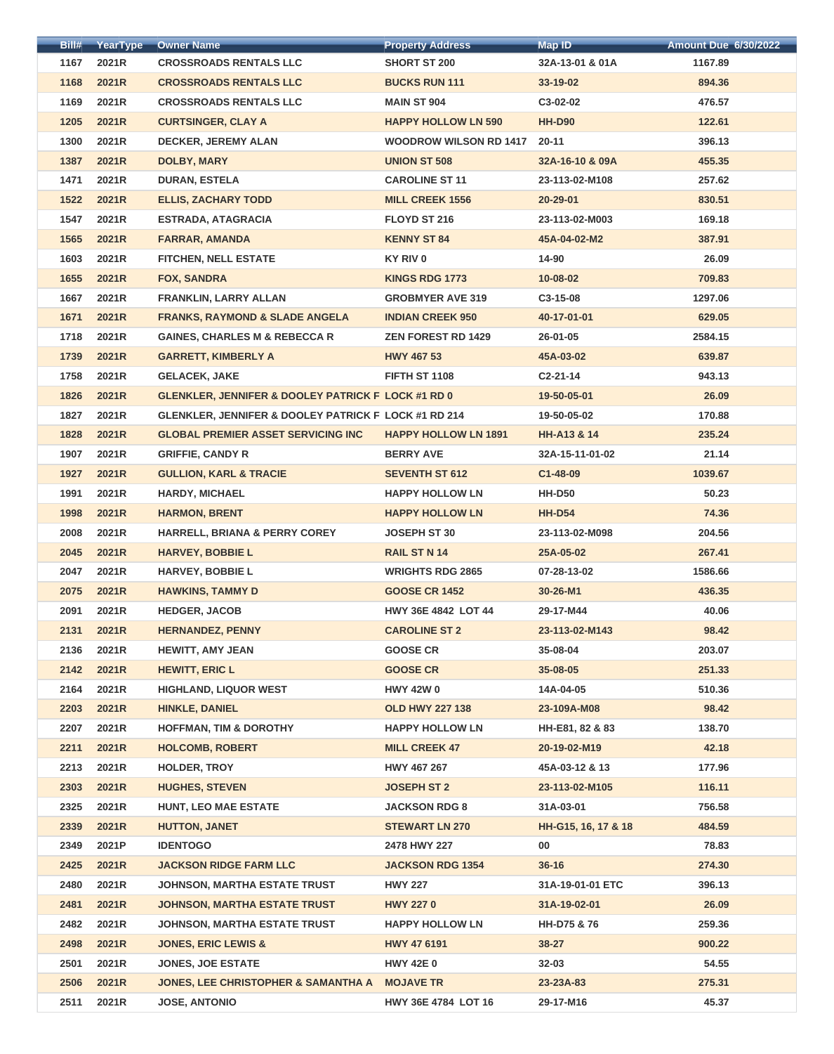| Bill# | YearType | Owner Name | Property Address | Map ID | Amount Due 6/30/2022 |
|---|---|---|---|---|---|
| 1167 | 2021R | CROSSROADS RENTALS LLC | SHORT ST 200 | 32A-13-01 & 01A | 1167.89 |
| 1168 | 2021R | CROSSROADS RENTALS LLC | BUCKS RUN 111 | 33-19-02 | 894.36 |
| 1169 | 2021R | CROSSROADS RENTALS LLC | MAIN ST 904 | C3-02-02 | 476.57 |
| 1205 | 2021R | CURTSINGER, CLAY A | HAPPY HOLLOW LN 590 | HH-D90 | 122.61 |
| 1300 | 2021R | DECKER, JEREMY ALAN | WOODROW WILSON RD 1417 | 20-11 | 396.13 |
| 1387 | 2021R | DOLBY, MARY | UNION ST 508 | 32A-16-10 & 09A | 455.35 |
| 1471 | 2021R | DURAN, ESTELA | CAROLINE ST 11 | 23-113-02-M108 | 257.62 |
| 1522 | 2021R | ELLIS, ZACHARY TODD | MILL CREEK 1556 | 20-29-01 | 830.51 |
| 1547 | 2021R | ESTRADA, ATAGRACIA | FLOYD ST 216 | 23-113-02-M003 | 169.18 |
| 1565 | 2021R | FARRAR, AMANDA | KENNY ST 84 | 45A-04-02-M2 | 387.91 |
| 1603 | 2021R | FITCHEN, NELL ESTATE | KY RIV 0 | 14-90 | 26.09 |
| 1655 | 2021R | FOX, SANDRA | KINGS RDG 1773 | 10-08-02 | 709.83 |
| 1667 | 2021R | FRANKLIN, LARRY ALLAN | GROBMYER AVE 319 | C3-15-08 | 1297.06 |
| 1671 | 2021R | FRANKS, RAYMOND & SLADE ANGELA | INDIAN CREEK 950 | 40-17-01-01 | 629.05 |
| 1718 | 2021R | GAINES, CHARLES M & REBECCA R | ZEN FOREST RD 1429 | 26-01-05 | 2584.15 |
| 1739 | 2021R | GARRETT, KIMBERLY A | HWY 467 53 | 45A-03-02 | 639.87 |
| 1758 | 2021R | GELACEK, JAKE | FIFTH ST 1108 | C2-21-14 | 943.13 |
| 1826 | 2021R | GLENKLER, JENNIFER & DOOLEY PATRICK F | LOCK #1 RD 0 | 19-50-05-01 | 26.09 |
| 1827 | 2021R | GLENKLER, JENNIFER & DOOLEY PATRICK F | LOCK #1 RD 214 | 19-50-05-02 | 170.88 |
| 1828 | 2021R | GLOBAL PREMIER ASSET SERVICING INC | HAPPY HOLLOW LN 1891 | HH-A13 & 14 | 235.24 |
| 1907 | 2021R | GRIFFIE, CANDY R | BERRY AVE | 32A-15-11-01-02 | 21.14 |
| 1927 | 2021R | GULLION, KARL & TRACIE | SEVENTH ST 612 | C1-48-09 | 1039.67 |
| 1991 | 2021R | HARDY, MICHAEL | HAPPY HOLLOW LN | HH-D50 | 50.23 |
| 1998 | 2021R | HARMON, BRENT | HAPPY HOLLOW LN | HH-D54 | 74.36 |
| 2008 | 2021R | HARRELL, BRIANA & PERRY COREY | JOSEPH ST 30 | 23-113-02-M098 | 204.56 |
| 2045 | 2021R | HARVEY, BOBBIE L | RAIL ST N 14 | 25A-05-02 | 267.41 |
| 2047 | 2021R | HARVEY, BOBBIE L | WRIGHTS RDG 2865 | 07-28-13-02 | 1586.66 |
| 2075 | 2021R | HAWKINS, TAMMY D | GOOSE CR 1452 | 30-26-M1 | 436.35 |
| 2091 | 2021R | HEDGER, JACOB | HWY 36E 4842 LOT 44 | 29-17-M44 | 40.06 |
| 2131 | 2021R | HERNANDEZ, PENNY | CAROLINE ST 2 | 23-113-02-M143 | 98.42 |
| 2136 | 2021R | HEWITT, AMY JEAN | GOOSE CR | 35-08-04 | 203.07 |
| 2142 | 2021R | HEWITT, ERIC L | GOOSE CR | 35-08-05 | 251.33 |
| 2164 | 2021R | HIGHLAND, LIQUOR WEST | HWY 42W 0 | 14A-04-05 | 510.36 |
| 2203 | 2021R | HINKLE, DANIEL | OLD HWY 227 138 | 23-109A-M08 | 98.42 |
| 2207 | 2021R | HOFFMAN, TIM & DOROTHY | HAPPY HOLLOW LN | HH-E81, 82 & 83 | 138.70 |
| 2211 | 2021R | HOLCOMB, ROBERT | MILL CREEK 47 | 20-19-02-M19 | 42.18 |
| 2213 | 2021R | HOLDER, TROY | HWY 467 267 | 45A-03-12 & 13 | 177.96 |
| 2303 | 2021R | HUGHES, STEVEN | JOSEPH ST 2 | 23-113-02-M105 | 116.11 |
| 2325 | 2021R | HUNT, LEO MAE ESTATE | JACKSON RDG 8 | 31A-03-01 | 756.58 |
| 2339 | 2021R | HUTTON, JANET | STEWART LN 270 | HH-G15, 16, 17 & 18 | 484.59 |
| 2349 | 2021P | IDENTOGO | 2478 HWY 227 | 00 | 78.83 |
| 2425 | 2021R | JACKSON RIDGE FARM LLC | JACKSON RDG 1354 | 36-16 | 274.30 |
| 2480 | 2021R | JOHNSON, MARTHA ESTATE TRUST | HWY 227 | 31A-19-01-01 ETC | 396.13 |
| 2481 | 2021R | JOHNSON, MARTHA ESTATE TRUST | HWY 227 0 | 31A-19-02-01 | 26.09 |
| 2482 | 2021R | JOHNSON, MARTHA ESTATE TRUST | HAPPY HOLLOW LN | HH-D75 & 76 | 259.36 |
| 2498 | 2021R | JONES, ERIC LEWIS & | HWY 47 6191 | 38-27 | 900.22 |
| 2501 | 2021R | JONES, JOE ESTATE | HWY 42E 0 | 32-03 | 54.55 |
| 2506 | 2021R | JONES, LEE CHRISTOPHER & SAMANTHA A | MOJAVE TR | 23-23A-83 | 275.31 |
| 2511 | 2021R | JOSE, ANTONIO | HWY 36E 4784 LOT 16 | 29-17-M16 | 45.37 |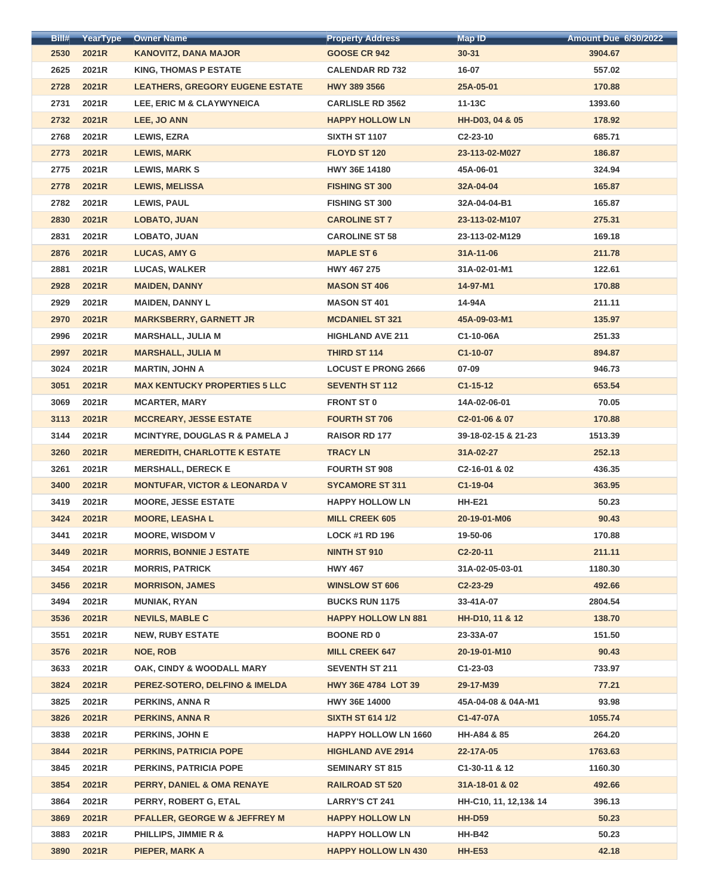| Bill# | YearType | Owner Name | Property Address | Map ID | Amount Due 6/30/2022 |
|---|---|---|---|---|---|
| 2530 | 2021R | KANOVITZ, DANA MAJOR | GOOSE CR 942 | 30-31 | 3904.67 |
| 2625 | 2021R | KING, THOMAS P ESTATE | CALENDAR RD 732 | 16-07 | 557.02 |
| 2728 | 2021R | LEATHERS, GREGORY EUGENE ESTATE | HWY 389 3566 | 25A-05-01 | 170.88 |
| 2731 | 2021R | LEE, ERIC M & CLAYWYNEICA | CARLISLE RD 3562 | 11-13C | 1393.60 |
| 2732 | 2021R | LEE, JO ANN | HAPPY HOLLOW LN | HH-D03, 04 & 05 | 178.92 |
| 2768 | 2021R | LEWIS, EZRA | SIXTH ST 1107 | C2-23-10 | 685.71 |
| 2773 | 2021R | LEWIS, MARK | FLOYD ST 120 | 23-113-02-M027 | 186.87 |
| 2775 | 2021R | LEWIS, MARK S | HWY 36E 14180 | 45A-06-01 | 324.94 |
| 2778 | 2021R | LEWIS, MELISSA | FISHING ST 300 | 32A-04-04 | 165.87 |
| 2782 | 2021R | LEWIS, PAUL | FISHING ST 300 | 32A-04-04-B1 | 165.87 |
| 2830 | 2021R | LOBATO, JUAN | CAROLINE ST 7 | 23-113-02-M107 | 275.31 |
| 2831 | 2021R | LOBATO, JUAN | CAROLINE ST 58 | 23-113-02-M129 | 169.18 |
| 2876 | 2021R | LUCAS, AMY G | MAPLE ST 6 | 31A-11-06 | 211.78 |
| 2881 | 2021R | LUCAS, WALKER | HWY 467 275 | 31A-02-01-M1 | 122.61 |
| 2928 | 2021R | MAIDEN, DANNY | MASON ST 406 | 14-97-M1 | 170.88 |
| 2929 | 2021R | MAIDEN, DANNY L | MASON ST 401 | 14-94A | 211.11 |
| 2970 | 2021R | MARKSBERRY, GARNETT JR | MCDANIEL ST 321 | 45A-09-03-M1 | 135.97 |
| 2996 | 2021R | MARSHALL, JULIA M | HIGHLAND AVE 211 | C1-10-06A | 251.33 |
| 2997 | 2021R | MARSHALL, JULIA M | THIRD ST 114 | C1-10-07 | 894.87 |
| 3024 | 2021R | MARTIN, JOHN A | LOCUST E PRONG 2666 | 07-09 | 946.73 |
| 3051 | 2021R | MAX KENTUCKY PROPERTIES 5 LLC | SEVENTH ST 112 | C1-15-12 | 653.54 |
| 3069 | 2021R | MCARTER, MARY | FRONT ST 0 | 14A-02-06-01 | 70.05 |
| 3113 | 2021R | MCCREARY, JESSE ESTATE | FOURTH ST 706 | C2-01-06 & 07 | 170.88 |
| 3144 | 2021R | MCINTYRE, DOUGLAS R & PAMELA J | RAISOR RD 177 | 39-18-02-15 & 21-23 | 1513.39 |
| 3260 | 2021R | MEREDITH, CHARLOTTE K ESTATE | TRACY LN | 31A-02-27 | 252.13 |
| 3261 | 2021R | MERSHALL, DERECK E | FOURTH ST 908 | C2-16-01 & 02 | 436.35 |
| 3400 | 2021R | MONTUFAR, VICTOR & LEONARDA V | SYCAMORE ST 311 | C1-19-04 | 363.95 |
| 3419 | 2021R | MOORE, JESSE ESTATE | HAPPY HOLLOW LN | HH-E21 | 50.23 |
| 3424 | 2021R | MOORE, LEASHA L | MILL CREEK 605 | 20-19-01-M06 | 90.43 |
| 3441 | 2021R | MOORE, WISDOM V | LOCK #1 RD 196 | 19-50-06 | 170.88 |
| 3449 | 2021R | MORRIS, BONNIE J ESTATE | NINTH ST 910 | C2-20-11 | 211.11 |
| 3454 | 2021R | MORRIS, PATRICK | HWY 467 | 31A-02-05-03-01 | 1180.30 |
| 3456 | 2021R | MORRISON, JAMES | WINSLOW ST 606 | C2-23-29 | 492.66 |
| 3494 | 2021R | MUNIAK, RYAN | BUCKS RUN 1175 | 33-41A-07 | 2804.54 |
| 3536 | 2021R | NEVILS, MABLE C | HAPPY HOLLOW LN 881 | HH-D10, 11 & 12 | 138.70 |
| 3551 | 2021R | NEW, RUBY ESTATE | BOONE RD 0 | 23-33A-07 | 151.50 |
| 3576 | 2021R | NOE, ROB | MILL CREEK 647 | 20-19-01-M10 | 90.43 |
| 3633 | 2021R | OAK, CINDY & WOODALL MARY | SEVENTH ST 211 | C1-23-03 | 733.97 |
| 3824 | 2021R | PEREZ-SOTERO, DELFINO & IMELDA | HWY 36E 4784 LOT 39 | 29-17-M39 | 77.21 |
| 3825 | 2021R | PERKINS, ANNA R | HWY 36E 14000 | 45A-04-08 & 04A-M1 | 93.98 |
| 3826 | 2021R | PERKINS, ANNA R | SIXTH ST 614 1/2 | C1-47-07A | 1055.74 |
| 3838 | 2021R | PERKINS, JOHN E | HAPPY HOLLOW LN 1660 | HH-A84 & 85 | 264.20 |
| 3844 | 2021R | PERKINS, PATRICIA POPE | HIGHLAND AVE 2914 | 22-17A-05 | 1763.63 |
| 3845 | 2021R | PERKINS, PATRICIA POPE | SEMINARY ST 815 | C1-30-11 & 12 | 1160.30 |
| 3854 | 2021R | PERRY, DANIEL & OMA RENAYE | RAILROAD ST 520 | 31A-18-01 & 02 | 492.66 |
| 3864 | 2021R | PERRY, ROBERT G, ETAL | LARRY'S CT 241 | HH-C10, 11, 12,13& 14 | 396.13 |
| 3869 | 2021R | PFALLER, GEORGE W & JEFFREY M | HAPPY HOLLOW LN | HH-D59 | 50.23 |
| 3883 | 2021R | PHILLIPS, JIMMIE R & | HAPPY HOLLOW LN | HH-B42 | 50.23 |
| 3890 | 2021R | PIEPER, MARK A | HAPPY HOLLOW LN 430 | HH-E53 | 42.18 |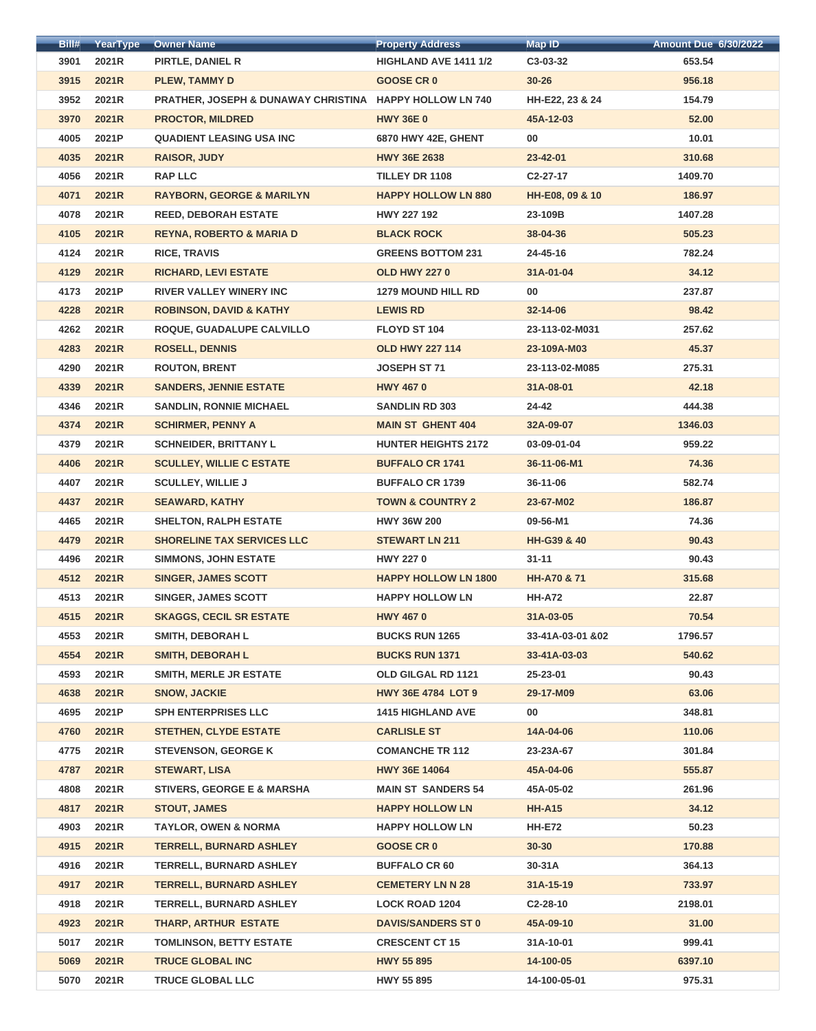| Bill# | YearType | Owner Name | Property Address | Map ID | Amount Due 6/30/2022 |
|---|---|---|---|---|---|
| 3901 | 2021R | PIRTLE, DANIEL R | HIGHLAND AVE 1411 1/2 | C3-03-32 | 653.54 |
| 3915 | 2021R | PLEW, TAMMY D | GOOSE CR 0 | 30-26 | 956.18 |
| 3952 | 2021R | PRATHER, JOSEPH & DUNAWAY CHRISTINA | HAPPY HOLLOW LN 740 | HH-E22, 23 & 24 | 154.79 |
| 3970 | 2021R | PROCTOR, MILDRED | HWY 36E 0 | 45A-12-03 | 52.00 |
| 4005 | 2021P | QUADIENT LEASING USA INC | 6870 HWY 42E, GHENT | 00 | 10.01 |
| 4035 | 2021R | RAISOR, JUDY | HWY 36E 2638 | 23-42-01 | 310.68 |
| 4056 | 2021R | RAP LLC | TILLEY DR 1108 | C2-27-17 | 1409.70 |
| 4071 | 2021R | RAYBORN, GEORGE & MARILYN | HAPPY HOLLOW LN 880 | HH-E08, 09 & 10 | 186.97 |
| 4078 | 2021R | REED, DEBORAH ESTATE | HWY 227 192 | 23-109B | 1407.28 |
| 4105 | 2021R | REYNA, ROBERTO & MARIA D | BLACK ROCK | 38-04-36 | 505.23 |
| 4124 | 2021R | RICE, TRAVIS | GREENS BOTTOM 231 | 24-45-16 | 782.24 |
| 4129 | 2021R | RICHARD, LEVI ESTATE | OLD HWY 227 0 | 31A-01-04 | 34.12 |
| 4173 | 2021P | RIVER VALLEY WINERY INC | 1279 MOUND HILL RD | 00 | 237.87 |
| 4228 | 2021R | ROBINSON, DAVID & KATHY | LEWIS RD | 32-14-06 | 98.42 |
| 4262 | 2021R | ROQUE, GUADALUPE CALVILLO | FLOYD ST 104 | 23-113-02-M031 | 257.62 |
| 4283 | 2021R | ROSELL, DENNIS | OLD HWY 227 114 | 23-109A-M03 | 45.37 |
| 4290 | 2021R | ROUTON, BRENT | JOSEPH ST 71 | 23-113-02-M085 | 275.31 |
| 4339 | 2021R | SANDERS, JENNIE ESTATE | HWY 467 0 | 31A-08-01 | 42.18 |
| 4346 | 2021R | SANDLIN, RONNIE MICHAEL | SANDLIN RD 303 | 24-42 | 444.38 |
| 4374 | 2021R | SCHIRMER, PENNY A | MAIN ST GHENT 404 | 32A-09-07 | 1346.03 |
| 4379 | 2021R | SCHNEIDER, BRITTANY L | HUNTER HEIGHTS 2172 | 03-09-01-04 | 959.22 |
| 4406 | 2021R | SCULLEY, WILLIE C ESTATE | BUFFALO CR 1741 | 36-11-06-M1 | 74.36 |
| 4407 | 2021R | SCULLEY, WILLIE J | BUFFALO CR 1739 | 36-11-06 | 582.74 |
| 4437 | 2021R | SEAWARD, KATHY | TOWN & COUNTRY 2 | 23-67-M02 | 186.87 |
| 4465 | 2021R | SHELTON, RALPH ESTATE | HWY 36W 200 | 09-56-M1 | 74.36 |
| 4479 | 2021R | SHORELINE TAX SERVICES LLC | STEWART LN 211 | HH-G39 & 40 | 90.43 |
| 4496 | 2021R | SIMMONS, JOHN ESTATE | HWY 227 0 | 31-11 | 90.43 |
| 4512 | 2021R | SINGER, JAMES SCOTT | HAPPY HOLLOW LN 1800 | HH-A70 & 71 | 315.68 |
| 4513 | 2021R | SINGER, JAMES SCOTT | HAPPY HOLLOW LN | HH-A72 | 22.87 |
| 4515 | 2021R | SKAGGS, CECIL SR ESTATE | HWY 467 0 | 31A-03-05 | 70.54 |
| 4553 | 2021R | SMITH, DEBORAH L | BUCKS RUN 1265 | 33-41A-03-01 &02 | 1796.57 |
| 4554 | 2021R | SMITH, DEBORAH L | BUCKS RUN 1371 | 33-41A-03-03 | 540.62 |
| 4593 | 2021R | SMITH, MERLE JR ESTATE | OLD GILGAL RD 1121 | 25-23-01 | 90.43 |
| 4638 | 2021R | SNOW, JACKIE | HWY 36E 4784 LOT 9 | 29-17-M09 | 63.06 |
| 4695 | 2021P | SPH ENTERPRISES LLC | 1415 HIGHLAND AVE | 00 | 348.81 |
| 4760 | 2021R | STETHEN, CLYDE ESTATE | CARLISLE ST | 14A-04-06 | 110.06 |
| 4775 | 2021R | STEVENSON, GEORGE K | COMANCHE TR 112 | 23-23A-67 | 301.84 |
| 4787 | 2021R | STEWART, LISA | HWY 36E 14064 | 45A-04-06 | 555.87 |
| 4808 | 2021R | STIVERS, GEORGE E & MARSHA | MAIN ST SANDERS 54 | 45A-05-02 | 261.96 |
| 4817 | 2021R | STOUT, JAMES | HAPPY HOLLOW LN | HH-A15 | 34.12 |
| 4903 | 2021R | TAYLOR, OWEN & NORMA | HAPPY HOLLOW LN | HH-E72 | 50.23 |
| 4915 | 2021R | TERRELL, BURNARD ASHLEY | GOOSE CR 0 | 30-30 | 170.88 |
| 4916 | 2021R | TERRELL, BURNARD ASHLEY | BUFFALO CR 60 | 30-31A | 364.13 |
| 4917 | 2021R | TERRELL, BURNARD ASHLEY | CEMETERY LN N 28 | 31A-15-19 | 733.97 |
| 4918 | 2021R | TERRELL, BURNARD ASHLEY | LOCK ROAD 1204 | C2-28-10 | 2198.01 |
| 4923 | 2021R | THARP, ARTHUR ESTATE | DAVIS/SANDERS ST 0 | 45A-09-10 | 31.00 |
| 5017 | 2021R | TOMLINSON, BETTY ESTATE | CRESCENT CT 15 | 31A-10-01 | 999.41 |
| 5069 | 2021R | TRUCE GLOBAL INC | HWY 55 895 | 14-100-05 | 6397.10 |
| 5070 | 2021R | TRUCE GLOBAL LLC | HWY 55 895 | 14-100-05-01 | 975.31 |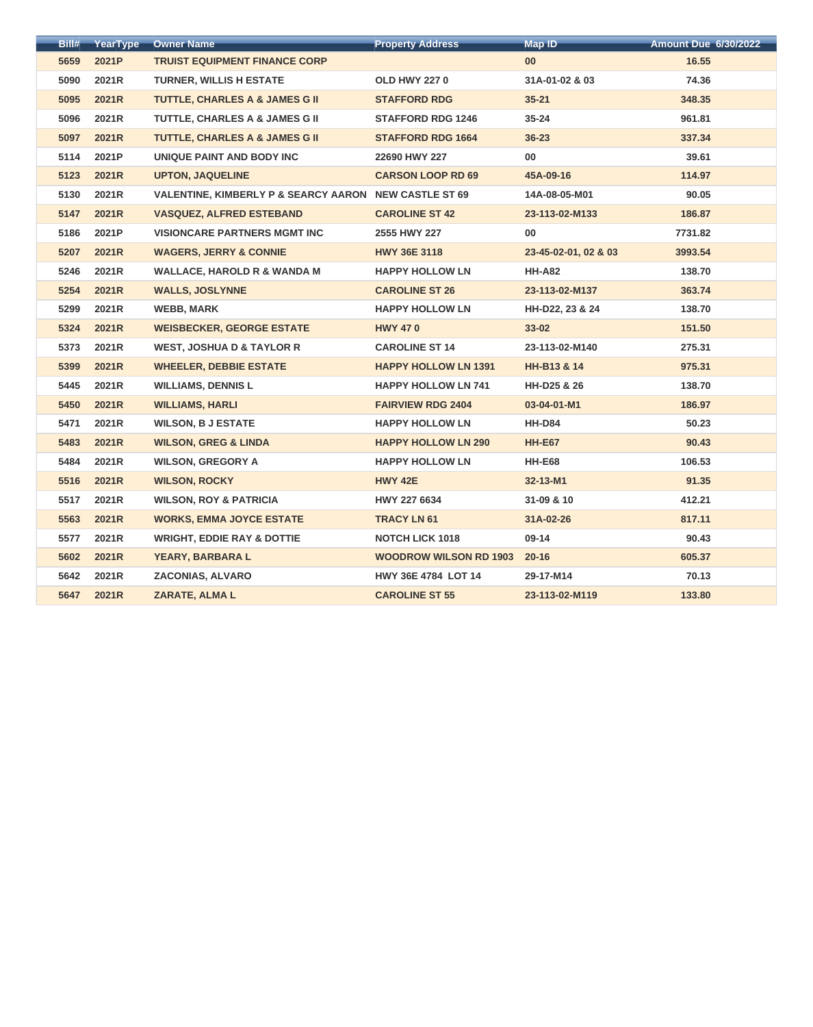| Bill# | YearType | Owner Name | Property Address | Map ID | Amount Due 6/30/2022 |
|---|---|---|---|---|---|
| 5659 | 2021P | TRUIST EQUIPMENT FINANCE CORP | | 00 | 16.55 |
| 5090 | 2021R | TURNER, WILLIS H ESTATE | OLD HWY 227 0 | 31A-01-02 & 03 | 74.36 |
| 5095 | 2021R | TUTTLE, CHARLES A & JAMES G II | STAFFORD RDG | 35-21 | 348.35 |
| 5096 | 2021R | TUTTLE, CHARLES A & JAMES G II | STAFFORD RDG 1246 | 35-24 | 961.81 |
| 5097 | 2021R | TUTTLE, CHARLES A & JAMES G II | STAFFORD RDG 1664 | 36-23 | 337.34 |
| 5114 | 2021P | UNIQUE PAINT AND BODY INC | 22690 HWY 227 | 00 | 39.61 |
| 5123 | 2021R | UPTON, JAQUELINE | CARSON LOOP RD 69 | 45A-09-16 | 114.97 |
| 5130 | 2021R | VALENTINE, KIMBERLY P & SEARCY AARON | NEW CASTLE ST 69 | 14A-08-05-M01 | 90.05 |
| 5147 | 2021R | VASQUEZ, ALFRED ESTEBAND | CAROLINE ST 42 | 23-113-02-M133 | 186.87 |
| 5186 | 2021P | VISIONCARE PARTNERS MGMT INC | 2555 HWY 227 | 00 | 7731.82 |
| 5207 | 2021R | WAGERS, JERRY & CONNIE | HWY 36E 3118 | 23-45-02-01, 02 & 03 | 3993.54 |
| 5246 | 2021R | WALLACE, HAROLD R & WANDA M | HAPPY HOLLOW LN | HH-A82 | 138.70 |
| 5254 | 2021R | WALLS, JOSLYNNE | CAROLINE ST 26 | 23-113-02-M137 | 363.74 |
| 5299 | 2021R | WEBB, MARK | HAPPY HOLLOW LN | HH-D22, 23 & 24 | 138.70 |
| 5324 | 2021R | WEISBECKER, GEORGE ESTATE | HWY 47 0 | 33-02 | 151.50 |
| 5373 | 2021R | WEST, JOSHUA D & TAYLOR R | CAROLINE ST 14 | 23-113-02-M140 | 275.31 |
| 5399 | 2021R | WHEELER, DEBBIE ESTATE | HAPPY HOLLOW LN 1391 | HH-B13 & 14 | 975.31 |
| 5445 | 2021R | WILLIAMS, DENNIS L | HAPPY HOLLOW LN 741 | HH-D25 & 26 | 138.70 |
| 5450 | 2021R | WILLIAMS, HARLI | FAIRVIEW RDG 2404 | 03-04-01-M1 | 186.97 |
| 5471 | 2021R | WILSON, B J ESTATE | HAPPY HOLLOW LN | HH-D84 | 50.23 |
| 5483 | 2021R | WILSON, GREG & LINDA | HAPPY HOLLOW LN 290 | HH-E67 | 90.43 |
| 5484 | 2021R | WILSON, GREGORY A | HAPPY HOLLOW LN | HH-E68 | 106.53 |
| 5516 | 2021R | WILSON, ROCKY | HWY 42E | 32-13-M1 | 91.35 |
| 5517 | 2021R | WILSON, ROY & PATRICIA | HWY 227 6634 | 31-09 & 10 | 412.21 |
| 5563 | 2021R | WORKS, EMMA JOYCE ESTATE | TRACY LN 61 | 31A-02-26 | 817.11 |
| 5577 | 2021R | WRIGHT, EDDIE RAY & DOTTIE | NOTCH LICK 1018 | 09-14 | 90.43 |
| 5602 | 2021R | YEARY, BARBARA L | WOODROW WILSON RD 1903 | 20-16 | 605.37 |
| 5642 | 2021R | ZACONIAS, ALVARO | HWY 36E 4784 LOT 14 | 29-17-M14 | 70.13 |
| 5647 | 2021R | ZARATE, ALMA L | CAROLINE ST 55 | 23-113-02-M119 | 133.80 |